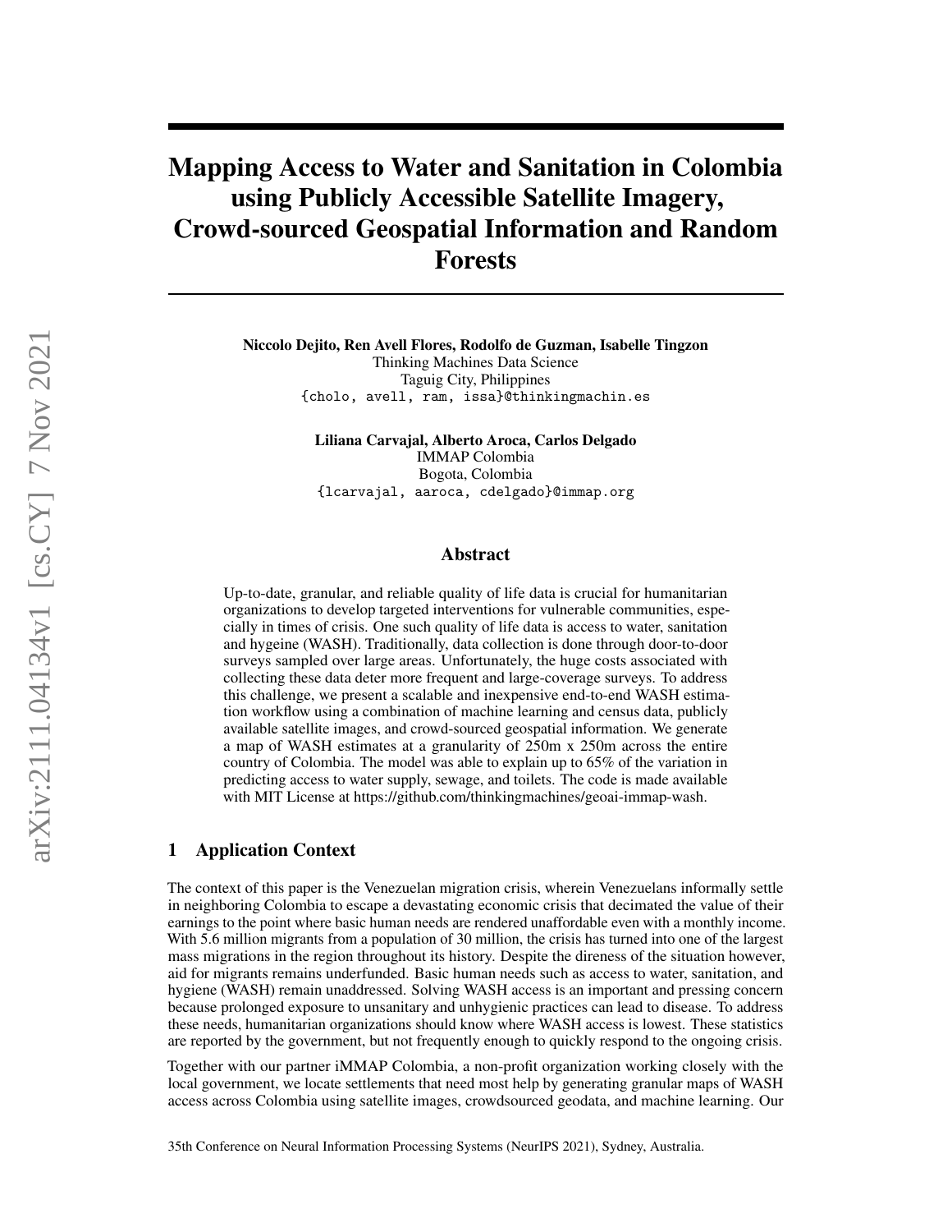# Mapping Access to Water and Sanitation in Colombia using Publicly Accessible Satellite Imagery, Crowd-sourced Geospatial Information and Random Forests

**Niccolo Dejito, Ren Avell Flores, Rodolfo de Guzman, Isabelle Tingzon**
Thinking Machines Data Science
Taguig City, Philippines
{cholo, avell, ram, issa}@thinkingmachin.es

**Liliana Carvajal, Alberto Aroca, Carlos Delgado**
IMMAP Colombia
Bogota, Colombia
{lcarvajal, aaroca, cdelgado}@immap.org

## Abstract

Up-to-date, granular, and reliable quality of life data is crucial for humanitarian organizations to develop targeted interventions for vulnerable communities, especially in times of crisis. One such quality of life data is access to water, sanitation and hygeine (WASH). Traditionally, data collection is done through door-to-door surveys sampled over large areas. Unfortunately, the huge costs associated with collecting these data deter more frequent and large-coverage surveys. To address this challenge, we present a scalable and inexpensive end-to-end WASH estimation workflow using a combination of machine learning and census data, publicly available satellite images, and crowd-sourced geospatial information. We generate a map of WASH estimates at a granularity of 250m x 250m across the entire country of Colombia. The model was able to explain up to 65% of the variation in predicting access to water supply, sewage, and toilets. The code is made available with MIT License at https://github.com/thinkingmachines/geoai-immap-wash.

## 1 Application Context

The context of this paper is the Venezuelan migration crisis, wherein Venezuelans informally settle in neighboring Colombia to escape a devastating economic crisis that decimated the value of their earnings to the point where basic human needs are rendered unaffordable even with a monthly income. With 5.6 million migrants from a population of 30 million, the crisis has turned into one of the largest mass migrations in the region throughout its history. Despite the direness of the situation however, aid for migrants remains underfunded. Basic human needs such as access to water, sanitation, and hygiene (WASH) remain unaddressed. Solving WASH access is an important and pressing concern because prolonged exposure to unsanitary and unhygienic practices can lead to disease. To address these needs, humanitarian organizations should know where WASH access is lowest. These statistics are reported by the government, but not frequently enough to quickly respond to the ongoing crisis.

Together with our partner iMMAP Colombia, a non-profit organization working closely with the local government, we locate settlements that need most help by generating granular maps of WASH access across Colombia using satellite images, crowdsourced geodata, and machine learning. Our

35th Conference on Neural Information Processing Systems (NeurIPS 2021), Sydney, Australia.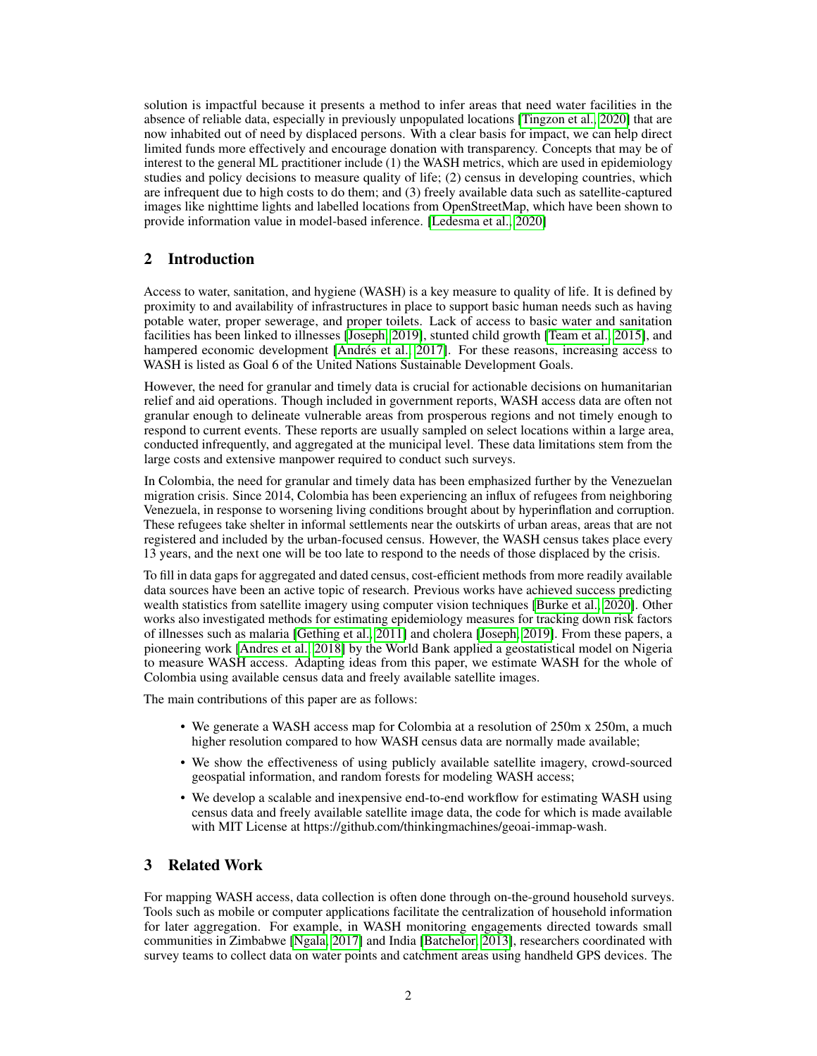solution is impactful because it presents a method to infer areas that need water facilities in the absence of reliable data, especially in previously unpopulated locations [Tingzon et al., 2020] that are now inhabited out of need by displaced persons. With a clear basis for impact, we can help direct limited funds more effectively and encourage donation with transparency. Concepts that may be of interest to the general ML practitioner include (1) the WASH metrics, which are used in epidemiology studies and policy decisions to measure quality of life; (2) census in developing countries, which are infrequent due to high costs to do them; and (3) freely available data such as satellite-captured images like nighttime lights and labelled locations from OpenStreetMap, which have been shown to provide information value in model-based inference. [Ledesma et al., 2020]

## 2 Introduction

Access to water, sanitation, and hygiene (WASH) is a key measure to quality of life. It is defined by proximity to and availability of infrastructures in place to support basic human needs such as having potable water, proper sewerage, and proper toilets. Lack of access to basic water and sanitation facilities has been linked to illnesses [Joseph, 2019], stunted child growth [Team et al., 2015], and hampered economic development [Andrés et al., 2017]. For these reasons, increasing access to WASH is listed as Goal 6 of the United Nations Sustainable Development Goals.

However, the need for granular and timely data is crucial for actionable decisions on humanitarian relief and aid operations. Though included in government reports, WASH access data are often not granular enough to delineate vulnerable areas from prosperous regions and not timely enough to respond to current events. These reports are usually sampled on select locations within a large area, conducted infrequently, and aggregated at the municipal level. These data limitations stem from the large costs and extensive manpower required to conduct such surveys.

In Colombia, the need for granular and timely data has been emphasized further by the Venezuelan migration crisis. Since 2014, Colombia has been experiencing an influx of refugees from neighboring Venezuela, in response to worsening living conditions brought about by hyperinflation and corruption. These refugees take shelter in informal settlements near the outskirts of urban areas, areas that are not registered and included by the urban-focused census. However, the WASH census takes place every 13 years, and the next one will be too late to respond to the needs of those displaced by the crisis.

To fill in data gaps for aggregated and dated census, cost-efficient methods from more readily available data sources have been an active topic of research. Previous works have achieved success predicting wealth statistics from satellite imagery using computer vision techniques [Burke et al., 2020]. Other works also investigated methods for estimating epidemiology measures for tracking down risk factors of illnesses such as malaria [Gething et al., 2011] and cholera [Joseph, 2019]. From these papers, a pioneering work [Andres et al., 2018] by the World Bank applied a geostatistical model on Nigeria to measure WASH access. Adapting ideas from this paper, we estimate WASH for the whole of Colombia using available census data and freely available satellite images.

The main contributions of this paper are as follows:

- We generate a WASH access map for Colombia at a resolution of 250m x 250m, a much higher resolution compared to how WASH census data are normally made available;
- We show the effectiveness of using publicly available satellite imagery, crowd-sourced geospatial information, and random forests for modeling WASH access;
- We develop a scalable and inexpensive end-to-end workflow for estimating WASH using census data and freely available satellite image data, the code for which is made available with MIT License at https://github.com/thinkingmachines/geoai-immap-wash.

## 3 Related Work

For mapping WASH access, data collection is often done through on-the-ground household surveys. Tools such as mobile or computer applications facilitate the centralization of household information for later aggregation. For example, in WASH monitoring engagements directed towards small communities in Zimbabwe [Ngala, 2017] and India [Batchelor, 2013], researchers coordinated with survey teams to collect data on water points and catchment areas using handheld GPS devices. The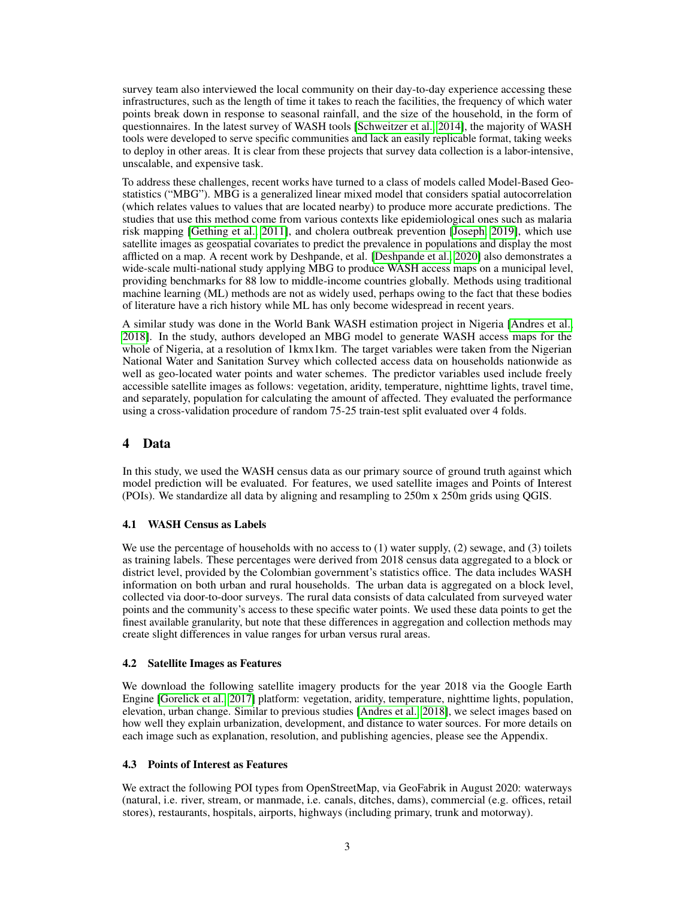survey team also interviewed the local community on their day-to-day experience accessing these infrastructures, such as the length of time it takes to reach the facilities, the frequency of which water points break down in response to seasonal rainfall, and the size of the household, in the form of questionnaires. In the latest survey of WASH tools [Schweitzer et al., 2014], the majority of WASH tools were developed to serve specific communities and lack an easily replicable format, taking weeks to deploy in other areas. It is clear from these projects that survey data collection is a labor-intensive, unscalable, and expensive task.

To address these challenges, recent works have turned to a class of models called Model-Based Geostatistics ("MBG"). MBG is a generalized linear mixed model that considers spatial autocorrelation (which relates values to values that are located nearby) to produce more accurate predictions. The studies that use this method come from various contexts like epidemiological ones such as malaria risk mapping [Gething et al., 2011], and cholera outbreak prevention [Joseph, 2019], which use satellite images as geospatial covariates to predict the prevalence in populations and display the most afflicted on a map. A recent work by Deshpande, et al. [Deshpande et al., 2020] also demonstrates a wide-scale multi-national study applying MBG to produce WASH access maps on a municipal level, providing benchmarks for 88 low to middle-income countries globally. Methods using traditional machine learning (ML) methods are not as widely used, perhaps owing to the fact that these bodies of literature have a rich history while ML has only become widespread in recent years.

A similar study was done in the World Bank WASH estimation project in Nigeria [Andres et al., 2018]. In the study, authors developed an MBG model to generate WASH access maps for the whole of Nigeria, at a resolution of 1kmx1km. The target variables were taken from the Nigerian National Water and Sanitation Survey which collected access data on households nationwide as well as geo-located water points and water schemes. The predictor variables used include freely accessible satellite images as follows: vegetation, aridity, temperature, nighttime lights, travel time, and separately, population for calculating the amount of affected. They evaluated the performance using a cross-validation procedure of random 75-25 train-test split evaluated over 4 folds.

# 4 Data

In this study, we used the WASH census data as our primary source of ground truth against which model prediction will be evaluated. For features, we used satellite images and Points of Interest (POIs). We standardize all data by aligning and resampling to 250m x 250m grids using QGIS.

## 4.1 WASH Census as Labels

We use the percentage of households with no access to (1) water supply, (2) sewage, and (3) toilets as training labels. These percentages were derived from 2018 census data aggregated to a block or district level, provided by the Colombian government's statistics office. The data includes WASH information on both urban and rural households. The urban data is aggregated on a block level, collected via door-to-door surveys. The rural data consists of data calculated from surveyed water points and the community's access to these specific water points. We used these data points to get the finest available granularity, but note that these differences in aggregation and collection methods may create slight differences in value ranges for urban versus rural areas.

## 4.2 Satellite Images as Features

We download the following satellite imagery products for the year 2018 via the Google Earth Engine [Gorelick et al., 2017] platform: vegetation, aridity, temperature, nighttime lights, population, elevation, urban change. Similar to previous studies [Andres et al., 2018], we select images based on how well they explain urbanization, development, and distance to water sources. For more details on each image such as explanation, resolution, and publishing agencies, please see the Appendix.

## 4.3 Points of Interest as Features

We extract the following POI types from OpenStreetMap, via GeoFabrik in August 2020: waterways (natural, i.e. river, stream, or manmade, i.e. canals, ditches, dams), commercial (e.g. offices, retail stores), restaurants, hospitals, airports, highways (including primary, trunk and motorway).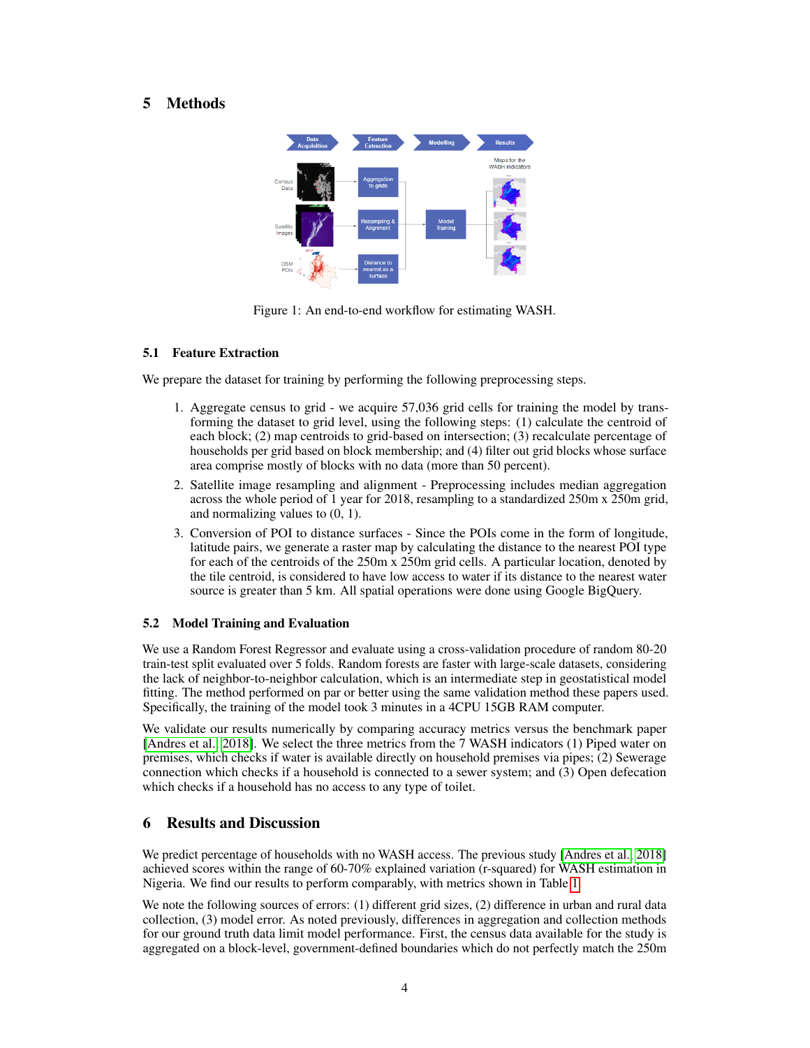## 5 Methods

Figure 1: An end-to-end workflow for estimating WASH.

### 5.1 Feature Extraction

We prepare the dataset for training by performing the following preprocessing steps.

1. Aggregate census to grid - we acquire 57,036 grid cells for training the model by transforming the dataset to grid level, using the following steps: (1) calculate the centroid of each block; (2) map centroids to grid-based on intersection; (3) recalculate percentage of households per grid based on block membership; and (4) filter out grid blocks whose surface area comprise mostly of blocks with no data (more than 50 percent).
2. Satellite image resampling and alignment - Preprocessing includes median aggregation across the whole period of 1 year for 2018, resampling to a standardized 250m x 250m grid, and normalizing values to (0, 1).
3. Conversion of POI to distance surfaces - Since the POIs come in the form of longitude, latitude pairs, we generate a raster map by calculating the distance to the nearest POI type for each of the centroids of the 250m x 250m grid cells. A particular location, denoted by the tile centroid, is considered to have low access to water if its distance to the nearest water source is greater than 5 km. All spatial operations were done using Google BigQuery.

### 5.2 Model Training and Evaluation

We use a Random Forest Regressor and evaluate using a cross-validation procedure of random 80-20 train-test split evaluated over 5 folds. Random forests are faster with large-scale datasets, considering the lack of neighbor-to-neighbor calculation, which is an intermediate step in geostatistical model fitting. The method performed on par or better using the same validation method these papers used. Specifically, the training of the model took 3 minutes in a 4CPU 15GB RAM computer.

We validate our results numerically by comparing accuracy metrics versus the benchmark paper [Andres et al., 2018]. We select the three metrics from the 7 WASH indicators (1) Piped water on premises, which checks if water is available directly on household premises via pipes; (2) Sewerage connection which checks if a household is connected to a sewer system; and (3) Open defecation which checks if a household has no access to any type of toilet.

## 6 Results and Discussion

We predict percentage of households with no WASH access. The previous study [Andres et al., 2018] achieved scores within the range of 60-70% explained variation (r-squared) for WASH estimation in Nigeria. We find our results to perform comparably, with metrics shown in Table 1.

We note the following sources of errors: (1) different grid sizes, (2) difference in urban and rural data collection, (3) model error. As noted previously, differences in aggregation and collection methods for our ground truth data limit model performance. First, the census data available for the study is aggregated on a block-level, government-defined boundaries which do not perfectly match the 250m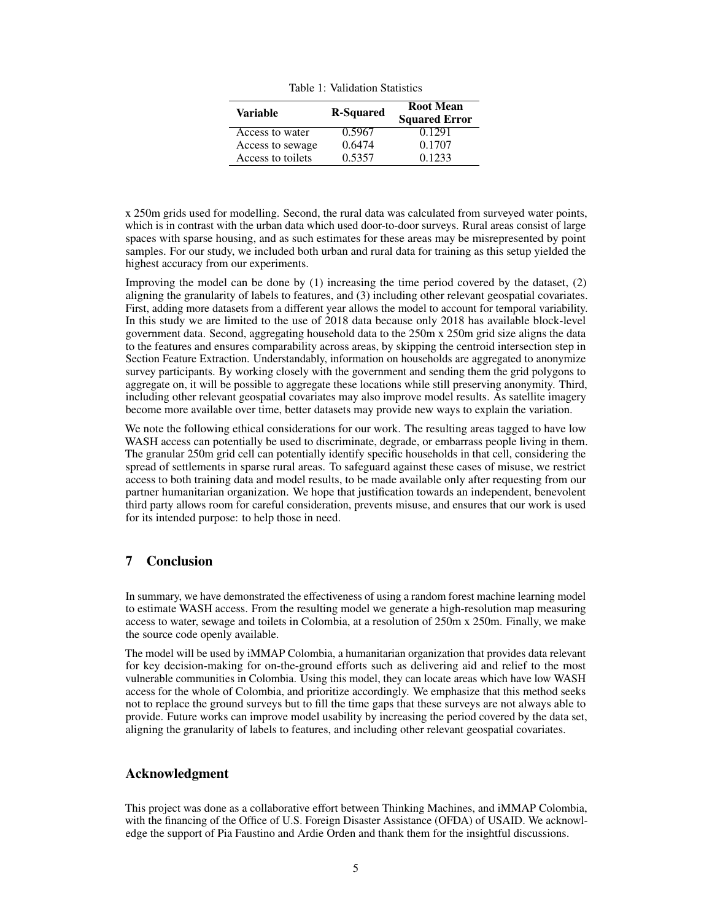Table 1: Validation Statistics

| Variable | R-Squared | Root Mean Squared Error |
| --- | --- | --- |
| Access to water | 0.5967 | 0.1291 |
| Access to sewage | 0.6474 | 0.1707 |
| Access to toilets | 0.5357 | 0.1233 |

x 250m grids used for modelling. Second, the rural data was calculated from surveyed water points, which is in contrast with the urban data which used door-to-door surveys. Rural areas consist of large spaces with sparse housing, and as such estimates for these areas may be misrepresented by point samples. For our study, we included both urban and rural data for training as this setup yielded the highest accuracy from our experiments.

Improving the model can be done by (1) increasing the time period covered by the dataset, (2) aligning the granularity of labels to features, and (3) including other relevant geospatial covariates. First, adding more datasets from a different year allows the model to account for temporal variability. In this study we are limited to the use of 2018 data because only 2018 has available block-level government data. Second, aggregating household data to the 250m x 250m grid size aligns the data to the features and ensures comparability across areas, by skipping the centroid intersection step in Section Feature Extraction. Understandably, information on households are aggregated to anonymize survey participants. By working closely with the government and sending them the grid polygons to aggregate on, it will be possible to aggregate these locations while still preserving anonymity. Third, including other relevant geospatial covariates may also improve model results. As satellite imagery become more available over time, better datasets may provide new ways to explain the variation.

We note the following ethical considerations for our work. The resulting areas tagged to have low WASH access can potentially be used to discriminate, degrade, or embarrass people living in them. The granular 250m grid cell can potentially identify specific households in that cell, considering the spread of settlements in sparse rural areas. To safeguard against these cases of misuse, we restrict access to both training data and model results, to be made available only after requesting from our partner humanitarian organization. We hope that justification towards an independent, benevolent third party allows room for careful consideration, prevents misuse, and ensures that our work is used for its intended purpose: to help those in need.

## 7 Conclusion

In summary, we have demonstrated the effectiveness of using a random forest machine learning model to estimate WASH access. From the resulting model we generate a high-resolution map measuring access to water, sewage and toilets in Colombia, at a resolution of 250m x 250m. Finally, we make the source code openly available.

The model will be used by iMMAP Colombia, a humanitarian organization that provides data relevant for key decision-making for on-the-ground efforts such as delivering aid and relief to the most vulnerable communities in Colombia. Using this model, they can locate areas which have low WASH access for the whole of Colombia, and prioritize accordingly. We emphasize that this method seeks not to replace the ground surveys but to fill the time gaps that these surveys are not always able to provide. Future works can improve model usability by increasing the period covered by the data set, aligning the granularity of labels to features, and including other relevant geospatial covariates.

## Acknowledgment

This project was done as a collaborative effort between Thinking Machines, and iMMAP Colombia, with the financing of the Office of U.S. Foreign Disaster Assistance (OFDA) of USAID. We acknowledge the support of Pia Faustino and Ardie Orden and thank them for the insightful discussions.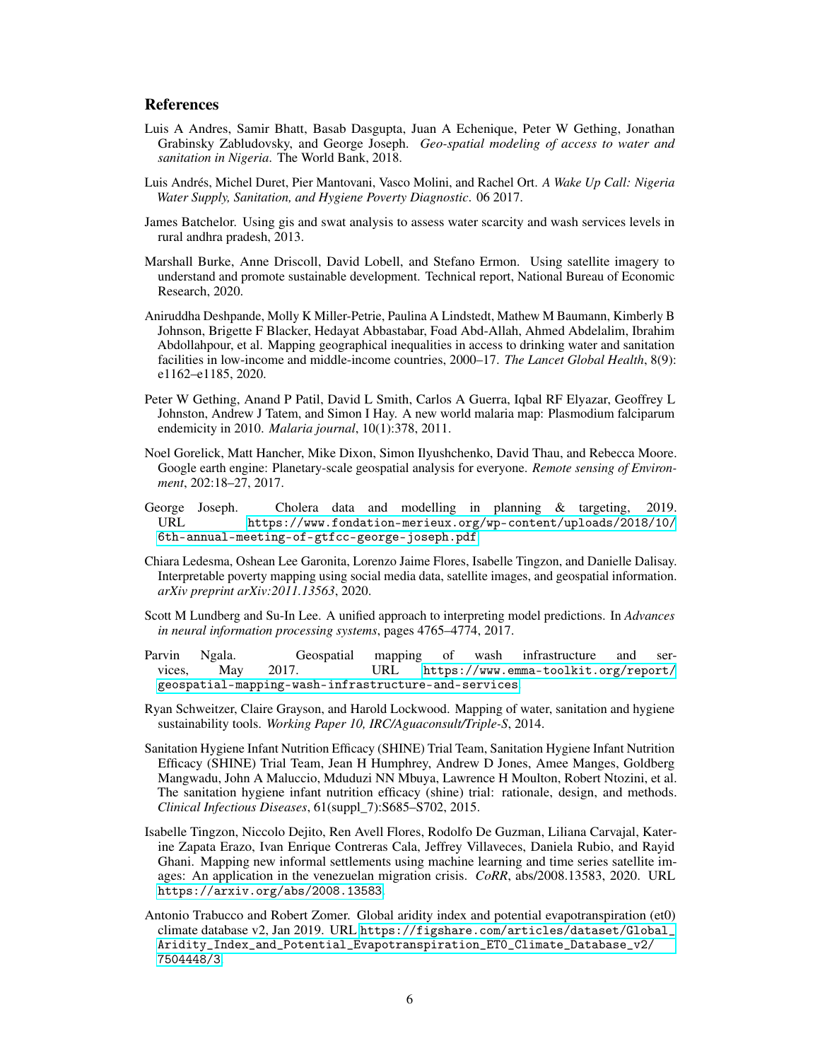## References

Luis A Andres, Samir Bhatt, Basab Dasgupta, Juan A Echenique, Peter W Gething, Jonathan Grabinsky Zabludovsky, and George Joseph. *Geo-spatial modeling of access to water and sanitation in Nigeria*. The World Bank, 2018.

Luis Andrés, Michel Duret, Pier Mantovani, Vasco Molini, and Rachel Ort. *A Wake Up Call: Nigeria Water Supply, Sanitation, and Hygiene Poverty Diagnostic*. 06 2017.

James Batchelor. Using gis and swat analysis to assess water scarcity and wash services levels in rural andhra pradesh, 2013.

Marshall Burke, Anne Driscoll, David Lobell, and Stefano Ermon. Using satellite imagery to understand and promote sustainable development. Technical report, National Bureau of Economic Research, 2020.

Aniruddha Deshpande, Molly K Miller-Petrie, Paulina A Lindstedt, Mathew M Baumann, Kimberly B Johnson, Brigette F Blacker, Hedayat Abbastabar, Foad Abd-Allah, Ahmed Abdelalim, Ibrahim Abdollahpour, et al. Mapping geographical inequalities in access to drinking water and sanitation facilities in low-income and middle-income countries, 2000–17. *The Lancet Global Health*, 8(9): e1162–e1185, 2020.

Peter W Gething, Anand P Patil, David L Smith, Carlos A Guerra, Iqbal RF Elyazar, Geoffrey L Johnston, Andrew J Tatem, and Simon I Hay. A new world malaria map: Plasmodium falciparum endemicity in 2010. *Malaria journal*, 10(1):378, 2011.

Noel Gorelick, Matt Hancher, Mike Dixon, Simon Ilyushchenko, David Thau, and Rebecca Moore. Google earth engine: Planetary-scale geospatial analysis for everyone. *Remote sensing of Environment*, 202:18–27, 2017.

George Joseph. Cholera data and modelling in planning & targeting, 2019. URL https://www.fondation-merieux.org/wp-content/uploads/2018/10/6th-annual-meeting-of-gtfcc-george-joseph.pdf.

Chiara Ledesma, Oshean Lee Garonita, Lorenzo Jaime Flores, Isabelle Tingzon, and Danielle Dalisay. Interpretable poverty mapping using social media data, satellite images, and geospatial information. *arXiv preprint arXiv:2011.13563*, 2020.

Scott M Lundberg and Su-In Lee. A unified approach to interpreting model predictions. In *Advances in neural information processing systems*, pages 4765–4774, 2017.

Parvin Ngala. Geospatial mapping of wash infrastructure and services, May 2017. URL https://www.emma-toolkit.org/report/geospatial-mapping-wash-infrastructure-and-services.

Ryan Schweitzer, Claire Grayson, and Harold Lockwood. Mapping of water, sanitation and hygiene sustainability tools. *Working Paper 10, IRC/Aguaconsult/Triple-S*, 2014.

Sanitation Hygiene Infant Nutrition Efficacy (SHINE) Trial Team, Sanitation Hygiene Infant Nutrition Efficacy (SHINE) Trial Team, Jean H Humphrey, Andrew D Jones, Amee Manges, Goldberg Mangwadu, John A Maluccio, Mduduzi NN Mbuya, Lawrence H Moulton, Robert Ntozini, et al. The sanitation hygiene infant nutrition efficacy (shine) trial: rationale, design, and methods. *Clinical Infectious Diseases*, 61(suppl_7):S685–S702, 2015.

Isabelle Tingzon, Niccolo Dejito, Ren Avell Flores, Rodolfo De Guzman, Liliana Carvajal, Katerine Zapata Erazo, Ivan Enrique Contreras Cala, Jeffrey Villaveces, Daniela Rubio, and Rayid Ghani. Mapping new informal settlements using machine learning and time series satellite images: An application in the venezuelan migration crisis. *CoRR*, abs/2008.13583, 2020. URL https://arxiv.org/abs/2008.13583.

Antonio Trabucco and Robert Zomer. Global aridity index and potential evapotranspiration (et0) climate database v2, Jan 2019. URL https://figshare.com/articles/dataset/Global_Aridity_Index_and_Potential_Evapotranspiration_ET0_Climate_Database_v2/7504448/3.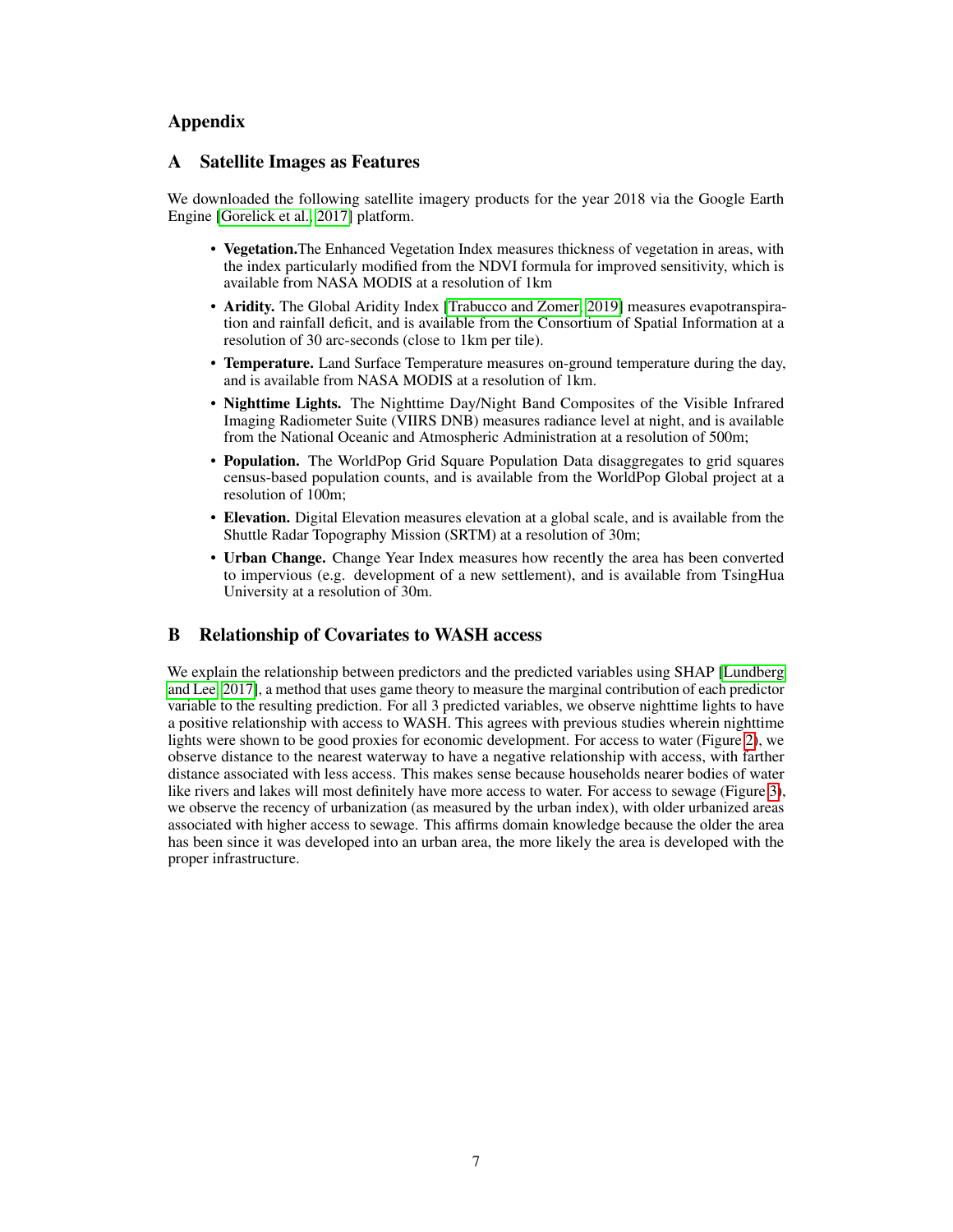# Appendix

## A Satellite Images as Features

We downloaded the following satellite imagery products for the year 2018 via the Google Earth Engine [Gorelick et al., 2017] platform.

- **Vegetation.**The Enhanced Vegetation Index measures thickness of vegetation in areas, with the index particularly modified from the NDVI formula for improved sensitivity, which is available from NASA MODIS at a resolution of 1km
- **Aridity.** The Global Aridity Index [Trabucco and Zomer, 2019] measures evapotranspiration and rainfall deficit, and is available from the Consortium of Spatial Information at a resolution of 30 arc-seconds (close to 1km per tile).
- **Temperature.** Land Surface Temperature measures on-ground temperature during the day, and is available from NASA MODIS at a resolution of 1km.
- **Nighttime Lights.** The Nighttime Day/Night Band Composites of the Visible Infrared Imaging Radiometer Suite (VIIRS DNB) measures radiance level at night, and is available from the National Oceanic and Atmospheric Administration at a resolution of 500m;
- **Population.** The WorldPop Grid Square Population Data disaggregates to grid squares census-based population counts, and is available from the WorldPop Global project at a resolution of 100m;
- **Elevation.** Digital Elevation measures elevation at a global scale, and is available from the Shuttle Radar Topography Mission (SRTM) at a resolution of 30m;
- **Urban Change.** Change Year Index measures how recently the area has been converted to impervious (e.g. development of a new settlement), and is available from TsingHua University at a resolution of 30m.

## B Relationship of Covariates to WASH access

We explain the relationship between predictors and the predicted variables using SHAP [Lundberg and Lee, 2017], a method that uses game theory to measure the marginal contribution of each predictor variable to the resulting prediction. For all 3 predicted variables, we observe nighttime lights to have a positive relationship with access to WASH. This agrees with previous studies wherein nighttime lights were shown to be good proxies for economic development. For access to water (Figure 2), we observe distance to the nearest waterway to have a negative relationship with access, with farther distance associated with less access. This makes sense because households nearer bodies of water like rivers and lakes will most definitely have more access to water. For access to sewage (Figure 3), we observe the recency of urbanization (as measured by the urban index), with older urbanized areas associated with higher access to sewage. This affirms domain knowledge because the older the area has been since it was developed into an urban area, the more likely the area is developed with the proper infrastructure.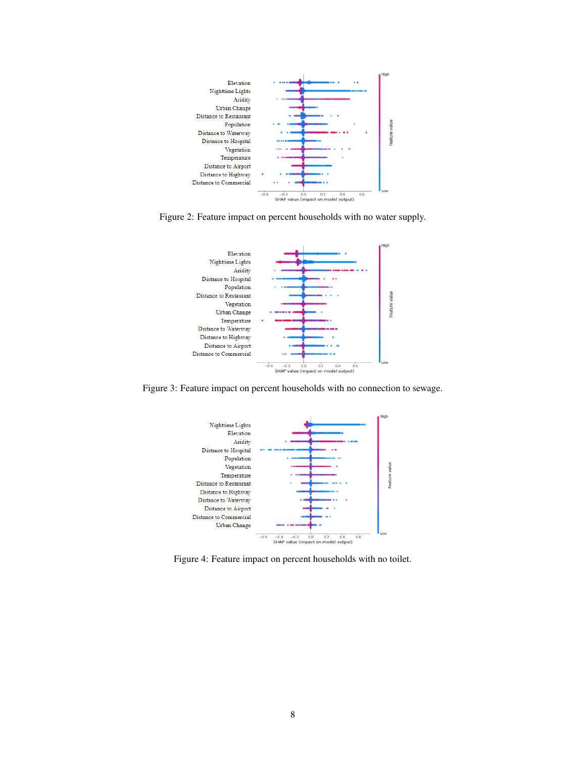Elevation
Nighttime Lights
Aridity
Urban Change
Distance to Restaurant
Population
Distance to Waterway
Distance to Hospital
Vegetation
Temperature
Distance to Airport
Distance to Highway
Distance to Commercial

−0.4 −0.2 0.0 0.2 0.4 0.6
SHAP value (impact on model output)

High
Feature value
Low

Figure 2: Feature impact on percent households with no water supply.

Elevation
Nighttime Lights
Aridity
Distance to Hospital
Population
Distance to Restaurant
Vegetation
Urban Change
Temperature
Distance to Waterway
Distance to Highway
Distance to Airport
Distance to Commercial

−0.4 −0.2 0.0 0.2 0.4 0.6
SHAP value (impact on model output)

High
Feature value
Low

Figure 3: Feature impact on percent households with no connection to sewage.

Nighttime Lights
Elevation
Aridity
Distance to Hospital
Population
Vegetation
Temperature
Distance to Restaurant
Distance to Highway
Distance to Waterway
Distance to Airport
Distance to Commercial
Urban Change

−0.6 −0.4 −0.2 0.0 0.2 0.4 0.6
SHAP value (impact on model output)

High
Feature value
Low

Figure 4: Feature impact on percent households with no toilet.